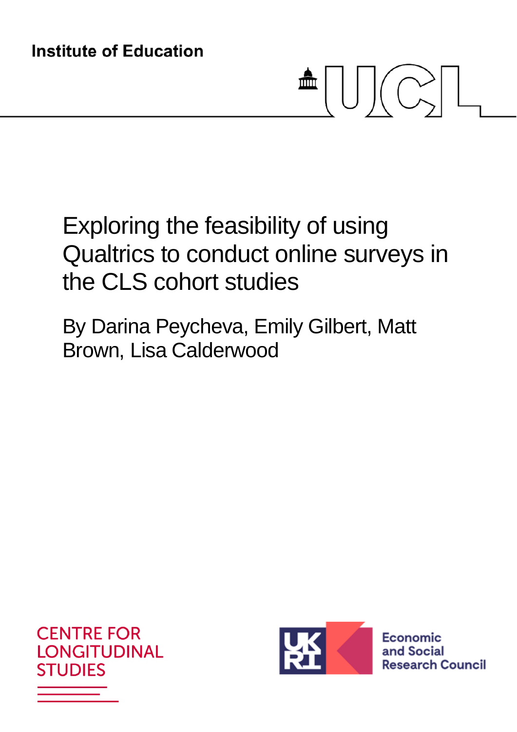Institute of Education

# Exploring the feasibility of using Qualtrics to conduct online surveys in the CLS cohort studies

By Darina Peycheva, Emily Gilbert, Matt Brown, Lisa Calderwood

CENTRE FOR LONGITUDINAL STUDIES

Economic and Social Research Council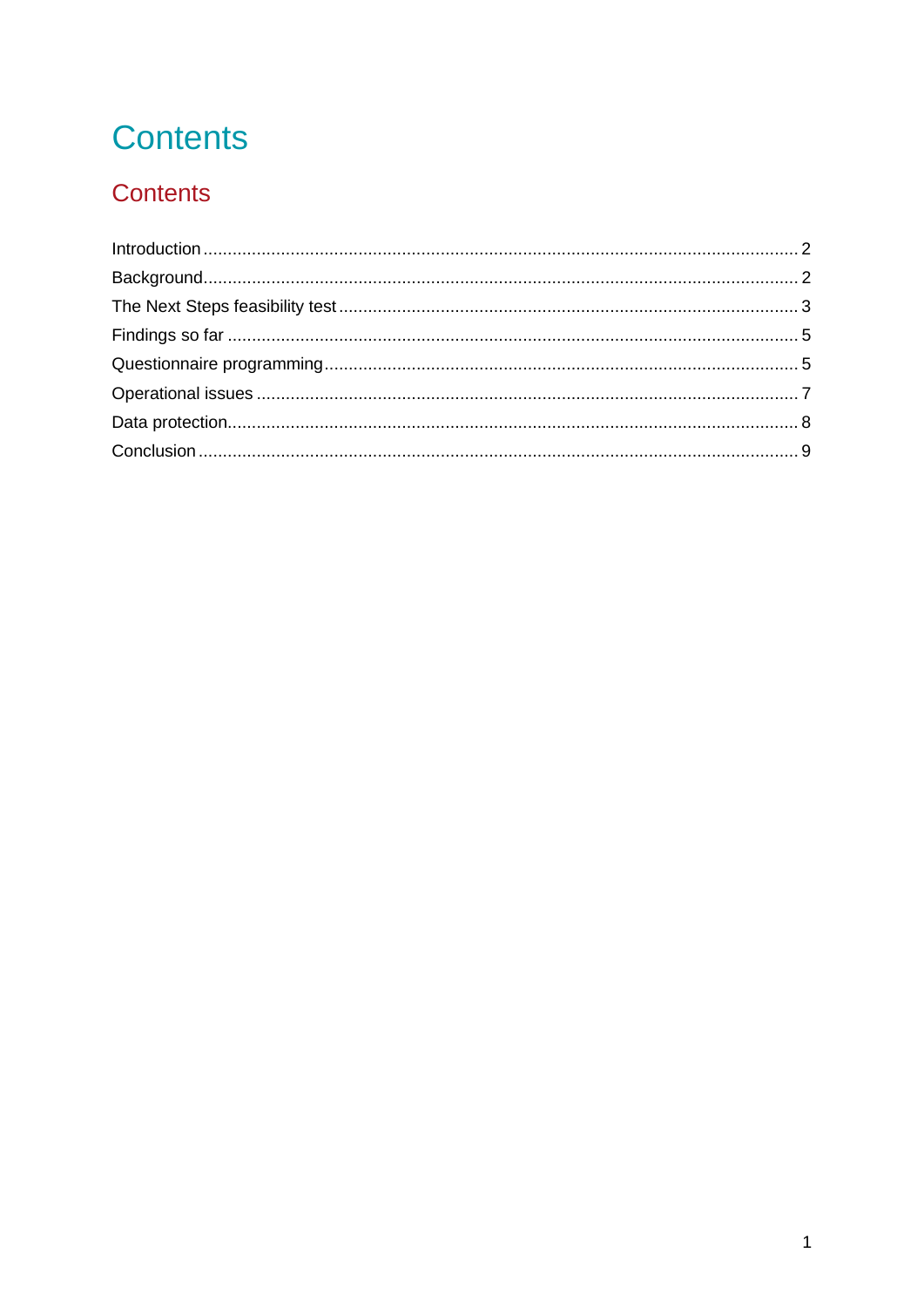# Contents

## Contents

Introduction .......... 2
Background .......... 2
The Next Steps feasibility test .......... 3
Findings so far .......... 5
Questionnaire programming .......... 5
Operational issues .......... 7
Data protection .......... 8
Conclusion .......... 9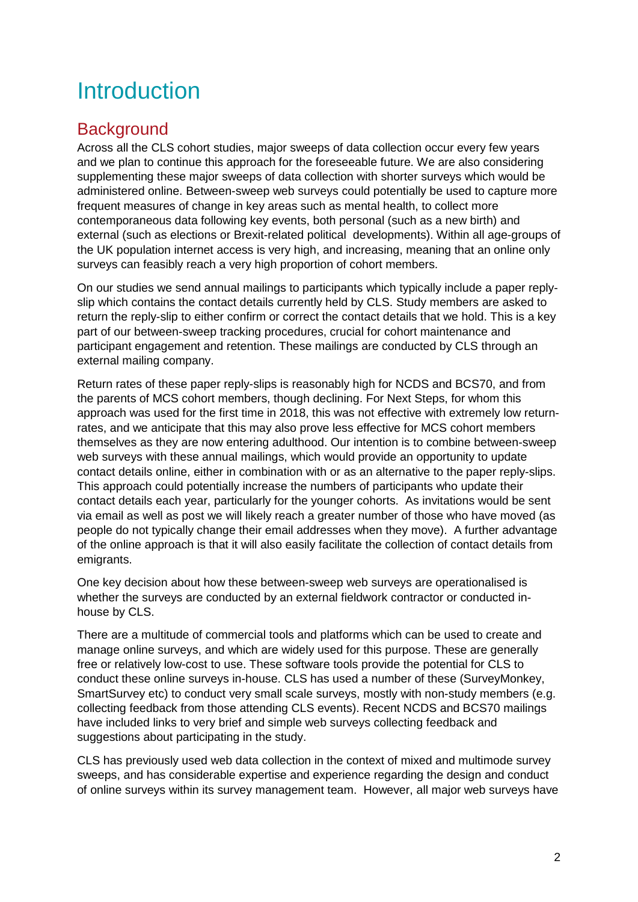# Introduction

## Background

Across all the CLS cohort studies, major sweeps of data collection occur every few years and we plan to continue this approach for the foreseeable future. We are also considering supplementing these major sweeps of data collection with shorter surveys which would be administered online. Between-sweep web surveys could potentially be used to capture more frequent measures of change in key areas such as mental health, to collect more contemporaneous data following key events, both personal (such as a new birth) and external (such as elections or Brexit-related political developments). Within all age-groups of the UK population internet access is very high, and increasing, meaning that an online only surveys can feasibly reach a very high proportion of cohort members.

On our studies we send annual mailings to participants which typically include a paper reply-slip which contains the contact details currently held by CLS. Study members are asked to return the reply-slip to either confirm or correct the contact details that we hold. This is a key part of our between-sweep tracking procedures, crucial for cohort maintenance and participant engagement and retention. These mailings are conducted by CLS through an external mailing company.

Return rates of these paper reply-slips is reasonably high for NCDS and BCS70, and from the parents of MCS cohort members, though declining. For Next Steps, for whom this approach was used for the first time in 2018, this was not effective with extremely low return-rates, and we anticipate that this may also prove less effective for MCS cohort members themselves as they are now entering adulthood. Our intention is to combine between-sweep web surveys with these annual mailings, which would provide an opportunity to update contact details online, either in combination with or as an alternative to the paper reply-slips. This approach could potentially increase the numbers of participants who update their contact details each year, particularly for the younger cohorts. As invitations would be sent via email as well as post we will likely reach a greater number of those who have moved (as people do not typically change their email addresses when they move). A further advantage of the online approach is that it will also easily facilitate the collection of contact details from emigrants.

One key decision about how these between-sweep web surveys are operationalised is whether the surveys are conducted by an external fieldwork contractor or conducted in-house by CLS.

There are a multitude of commercial tools and platforms which can be used to create and manage online surveys, and which are widely used for this purpose. These are generally free or relatively low-cost to use. These software tools provide the potential for CLS to conduct these online surveys in-house. CLS has used a number of these (SurveyMonkey, SmartSurvey etc) to conduct very small scale surveys, mostly with non-study members (e.g. collecting feedback from those attending CLS events). Recent NCDS and BCS70 mailings have included links to very brief and simple web surveys collecting feedback and suggestions about participating in the study.

CLS has previously used web data collection in the context of mixed and multimode survey sweeps, and has considerable expertise and experience regarding the design and conduct of online surveys within its survey management team. However, all major web surveys have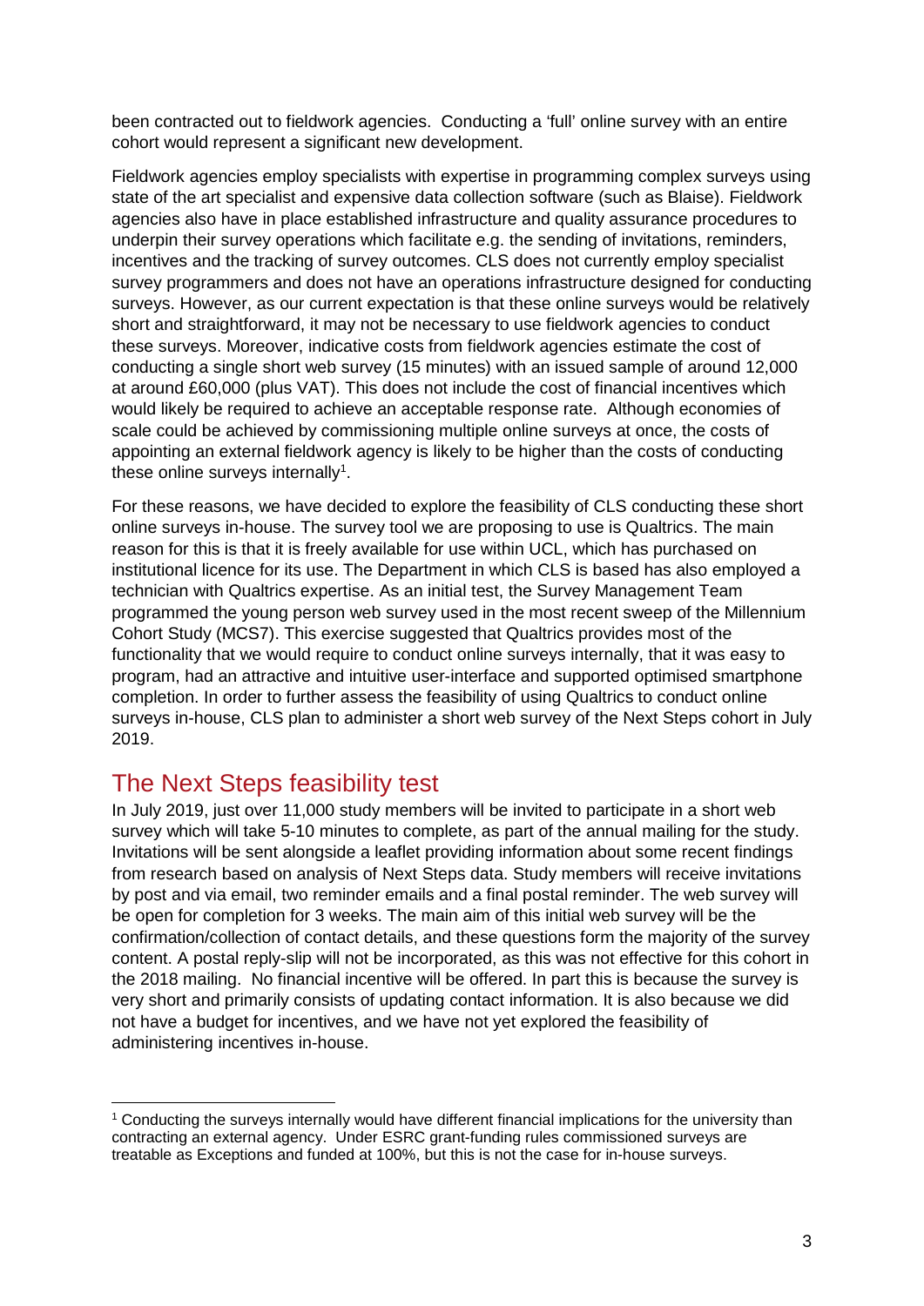been contracted out to fieldwork agencies. Conducting a 'full' online survey with an entire cohort would represent a significant new development.

Fieldwork agencies employ specialists with expertise in programming complex surveys using state of the art specialist and expensive data collection software (such as Blaise). Fieldwork agencies also have in place established infrastructure and quality assurance procedures to underpin their survey operations which facilitate e.g. the sending of invitations, reminders, incentives and the tracking of survey outcomes. CLS does not currently employ specialist survey programmers and does not have an operations infrastructure designed for conducting surveys. However, as our current expectation is that these online surveys would be relatively short and straightforward, it may not be necessary to use fieldwork agencies to conduct these surveys. Moreover, indicative costs from fieldwork agencies estimate the cost of conducting a single short web survey (15 minutes) with an issued sample of around 12,000 at around £60,000 (plus VAT). This does not include the cost of financial incentives which would likely be required to achieve an acceptable response rate. Although economies of scale could be achieved by commissioning multiple online surveys at once, the costs of appointing an external fieldwork agency is likely to be higher than the costs of conducting these online surveys internally[1].

For these reasons, we have decided to explore the feasibility of CLS conducting these short online surveys in-house. The survey tool we are proposing to use is Qualtrics. The main reason for this is that it is freely available for use within UCL, which has purchased on institutional licence for its use. The Department in which CLS is based has also employed a technician with Qualtrics expertise. As an initial test, the Survey Management Team programmed the young person web survey used in the most recent sweep of the Millennium Cohort Study (MCS7). This exercise suggested that Qualtrics provides most of the functionality that we would require to conduct online surveys internally, that it was easy to program, had an attractive and intuitive user-interface and supported optimised smartphone completion. In order to further assess the feasibility of using Qualtrics to conduct online surveys in-house, CLS plan to administer a short web survey of the Next Steps cohort in July 2019.

## The Next Steps feasibility test

In July 2019, just over 11,000 study members will be invited to participate in a short web survey which will take 5-10 minutes to complete, as part of the annual mailing for the study. Invitations will be sent alongside a leaflet providing information about some recent findings from research based on analysis of Next Steps data. Study members will receive invitations by post and via email, two reminder emails and a final postal reminder. The web survey will be open for completion for 3 weeks. The main aim of this initial web survey will be the confirmation/collection of contact details, and these questions form the majority of the survey content. A postal reply-slip will not be incorporated, as this was not effective for this cohort in the 2018 mailing. No financial incentive will be offered. In part this is because the survey is very short and primarily consists of updating contact information. It is also because we did not have a budget for incentives, and we have not yet explored the feasibility of administering incentives in-house.

[1] Conducting the surveys internally would have different financial implications for the university than contracting an external agency. Under ESRC grant-funding rules commissioned surveys are treatable as Exceptions and funded at 100%, but this is not the case for in-house surveys.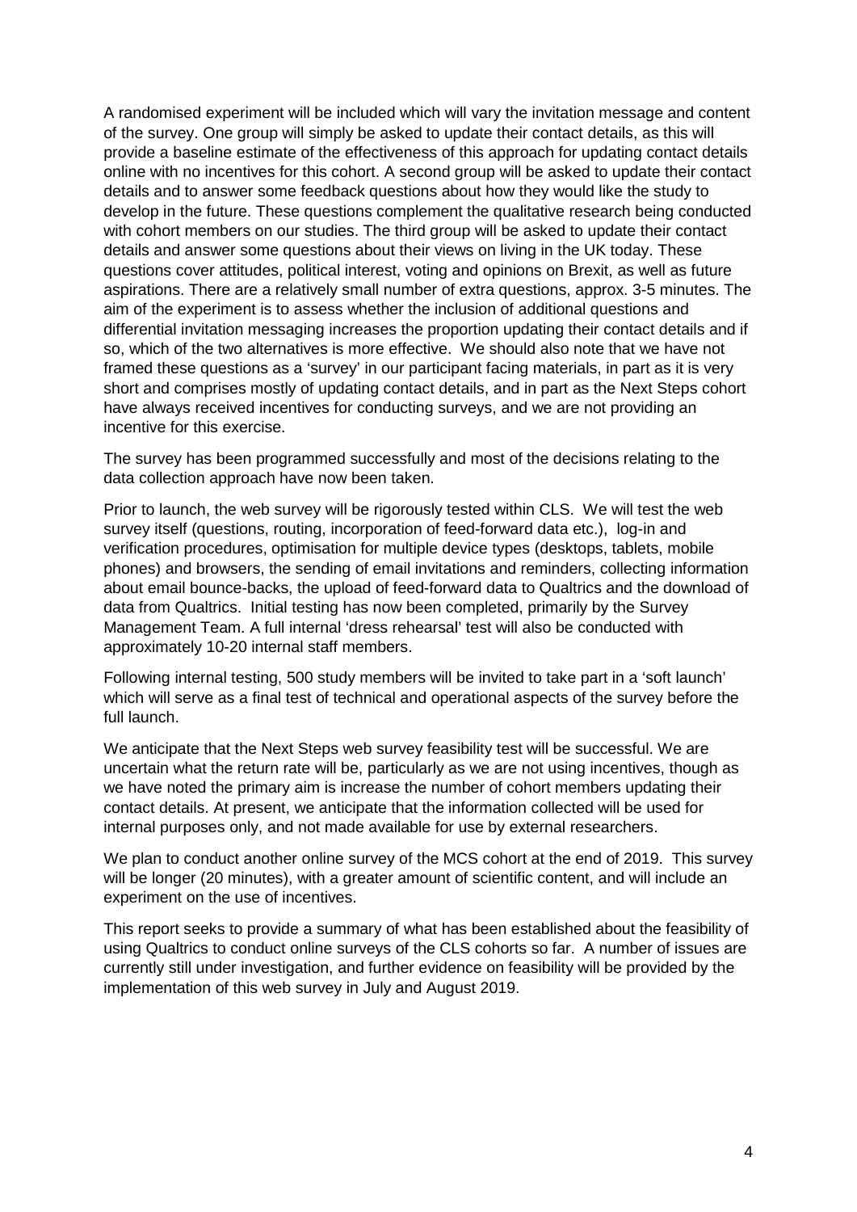A randomised experiment will be included which will vary the invitation message and content of the survey. One group will simply be asked to update their contact details, as this will provide a baseline estimate of the effectiveness of this approach for updating contact details online with no incentives for this cohort. A second group will be asked to update their contact details and to answer some feedback questions about how they would like the study to develop in the future. These questions complement the qualitative research being conducted with cohort members on our studies. The third group will be asked to update their contact details and answer some questions about their views on living in the UK today. These questions cover attitudes, political interest, voting and opinions on Brexit, as well as future aspirations. There are a relatively small number of extra questions, approx. 3-5 minutes. The aim of the experiment is to assess whether the inclusion of additional questions and differential invitation messaging increases the proportion updating their contact details and if so, which of the two alternatives is more effective. We should also note that we have not framed these questions as a 'survey' in our participant facing materials, in part as it is very short and comprises mostly of updating contact details, and in part as the Next Steps cohort have always received incentives for conducting surveys, and we are not providing an incentive for this exercise.

The survey has been programmed successfully and most of the decisions relating to the data collection approach have now been taken.

Prior to launch, the web survey will be rigorously tested within CLS. We will test the web survey itself (questions, routing, incorporation of feed-forward data etc.), log-in and verification procedures, optimisation for multiple device types (desktops, tablets, mobile phones) and browsers, the sending of email invitations and reminders, collecting information about email bounce-backs, the upload of feed-forward data to Qualtrics and the download of data from Qualtrics. Initial testing has now been completed, primarily by the Survey Management Team. A full internal 'dress rehearsal' test will also be conducted with approximately 10-20 internal staff members.

Following internal testing, 500 study members will be invited to take part in a 'soft launch' which will serve as a final test of technical and operational aspects of the survey before the full launch.

We anticipate that the Next Steps web survey feasibility test will be successful. We are uncertain what the return rate will be, particularly as we are not using incentives, though as we have noted the primary aim is increase the number of cohort members updating their contact details. At present, we anticipate that the information collected will be used for internal purposes only, and not made available for use by external researchers.

We plan to conduct another online survey of the MCS cohort at the end of 2019. This survey will be longer (20 minutes), with a greater amount of scientific content, and will include an experiment on the use of incentives.

This report seeks to provide a summary of what has been established about the feasibility of using Qualtrics to conduct online surveys of the CLS cohorts so far. A number of issues are currently still under investigation, and further evidence on feasibility will be provided by the implementation of this web survey in July and August 2019.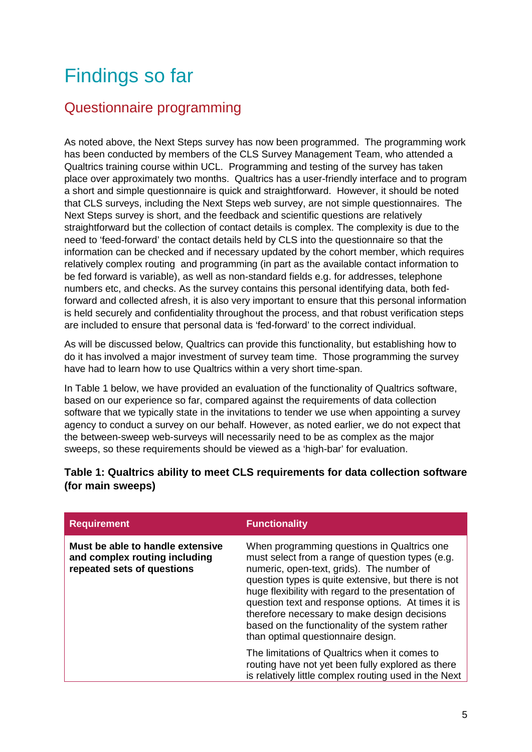# Findings so far

## Questionnaire programming

As noted above, the Next Steps survey has now been programmed. The programming work has been conducted by members of the CLS Survey Management Team, who attended a Qualtrics training course within UCL. Programming and testing of the survey has taken place over approximately two months. Qualtrics has a user-friendly interface and to program a short and simple questionnaire is quick and straightforward. However, it should be noted that CLS surveys, including the Next Steps web survey, are not simple questionnaires. The Next Steps survey is short, and the feedback and scientific questions are relatively straightforward but the collection of contact details is complex. The complexity is due to the need to 'feed-forward' the contact details held by CLS into the questionnaire so that the information can be checked and if necessary updated by the cohort member, which requires relatively complex routing and programming (in part as the available contact information to be fed forward is variable), as well as non-standard fields e.g. for addresses, telephone numbers etc, and checks. As the survey contains this personal identifying data, both fed-forward and collected afresh, it is also very important to ensure that this personal information is held securely and confidentiality throughout the process, and that robust verification steps are included to ensure that personal data is 'fed-forward' to the correct individual.

As will be discussed below, Qualtrics can provide this functionality, but establishing how to do it has involved a major investment of survey team time. Those programming the survey have had to learn how to use Qualtrics within a very short time-span.

In Table 1 below, we have provided an evaluation of the functionality of Qualtrics software, based on our experience so far, compared against the requirements of data collection software that we typically state in the invitations to tender we use when appointing a survey agency to conduct a survey on our behalf. However, as noted earlier, we do not expect that the between-sweep web-surveys will necessarily need to be as complex as the major sweeps, so these requirements should be viewed as a 'high-bar' for evaluation.

**Table 1: Qualtrics ability to meet CLS requirements for data collection software (for main sweeps)**

| Requirement | Functionality |
|---|---|
| **Must be able to handle extensive and complex routing including repeated sets of questions** | When programming questions in Qualtrics one must select from a range of question types (e.g. numeric, open-text, grids). The number of question types is quite extensive, but there is not huge flexibility with regard to the presentation of question text and response options. At times it is therefore necessary to make design decisions based on the functionality of the system rather than optimal questionnaire design.<br><br>The limitations of Qualtrics when it comes to routing have not yet been fully explored as there is relatively little complex routing used in the Next |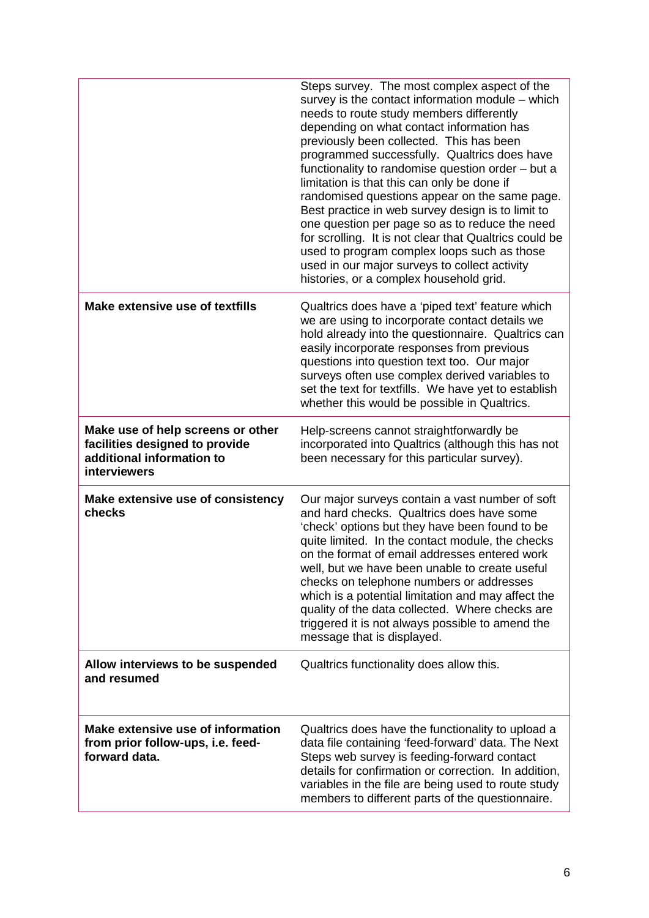| | |
|---|---|
| | Steps survey. The most complex aspect of the survey is the contact information module – which needs to route study members differently depending on what contact information has previously been collected. This has been programmed successfully. Qualtrics does have functionality to randomise question order – but a limitation is that this can only be done if randomised questions appear on the same page. Best practice in web survey design is to limit to one question per page so as to reduce the need for scrolling. It is not clear that Qualtrics could be used to program complex loops such as those used in our major surveys to collect activity histories, or a complex household grid. |
| **Make extensive use of textfills** | Qualtrics does have a 'piped text' feature which we are using to incorporate contact details we hold already into the questionnaire. Qualtrics can easily incorporate responses from previous questions into question text too. Our major surveys often use complex derived variables to set the text for textfills. We have yet to establish whether this would be possible in Qualtrics. |
| **Make use of help screens or other facilities designed to provide additional information to interviewers** | Help-screens cannot straightforwardly be incorporated into Qualtrics (although this has not been necessary for this particular survey). |
| **Make extensive use of consistency checks** | Our major surveys contain a vast number of soft and hard checks. Qualtrics does have some 'check' options but they have been found to be quite limited. In the contact module, the checks on the format of email addresses entered work well, but we have been unable to create useful checks on telephone numbers or addresses which is a potential limitation and may affect the quality of the data collected. Where checks are triggered it is not always possible to amend the message that is displayed. |
| **Allow interviews to be suspended and resumed** | Qualtrics functionality does allow this. |
| **Make extensive use of information from prior follow-ups, i.e. feed-forward data.** | Qualtrics does have the functionality to upload a data file containing 'feed-forward' data. The Next Steps web survey is feeding-forward contact details for confirmation or correction. In addition, variables in the file are being used to route study members to different parts of the questionnaire. |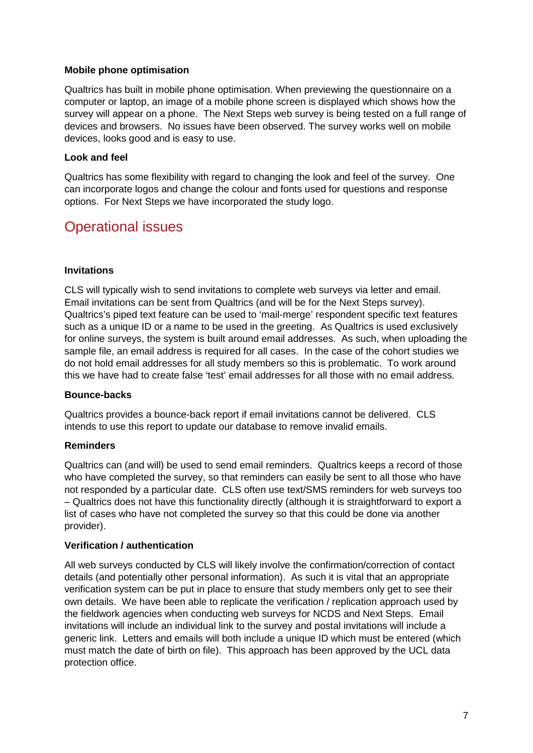#### Mobile phone optimisation

Qualtrics has built in mobile phone optimisation. When previewing the questionnaire on a computer or laptop, an image of a mobile phone screen is displayed which shows how the survey will appear on a phone. The Next Steps web survey is being tested on a full range of devices and browsers. No issues have been observed. The survey works well on mobile devices, looks good and is easy to use.

#### Look and feel

Qualtrics has some flexibility with regard to changing the look and feel of the survey. One can incorporate logos and change the colour and fonts used for questions and response options. For Next Steps we have incorporated the study logo.

## Operational issues

#### Invitations

CLS will typically wish to send invitations to complete web surveys via letter and email. Email invitations can be sent from Qualtrics (and will be for the Next Steps survey). Qualtrics's piped text feature can be used to 'mail-merge' respondent specific text features such as a unique ID or a name to be used in the greeting. As Qualtrics is used exclusively for online surveys, the system is built around email addresses. As such, when uploading the sample file, an email address is required for all cases. In the case of the cohort studies we do not hold email addresses for all study members so this is problematic. To work around this we have had to create false 'test' email addresses for all those with no email address.

#### Bounce-backs

Qualtrics provides a bounce-back report if email invitations cannot be delivered. CLS intends to use this report to update our database to remove invalid emails.

#### Reminders

Qualtrics can (and will) be used to send email reminders. Qualtrics keeps a record of those who have completed the survey, so that reminders can easily be sent to all those who have not responded by a particular date. CLS often use text/SMS reminders for web surveys too – Qualtrics does not have this functionality directly (although it is straightforward to export a list of cases who have not completed the survey so that this could be done via another provider).

#### Verification / authentication

All web surveys conducted by CLS will likely involve the confirmation/correction of contact details (and potentially other personal information). As such it is vital that an appropriate verification system can be put in place to ensure that study members only get to see their own details. We have been able to replicate the verification / replication approach used by the fieldwork agencies when conducting web surveys for NCDS and Next Steps. Email invitations will include an individual link to the survey and postal invitations will include a generic link. Letters and emails will both include a unique ID which must be entered (which must match the date of birth on file). This approach has been approved by the UCL data protection office.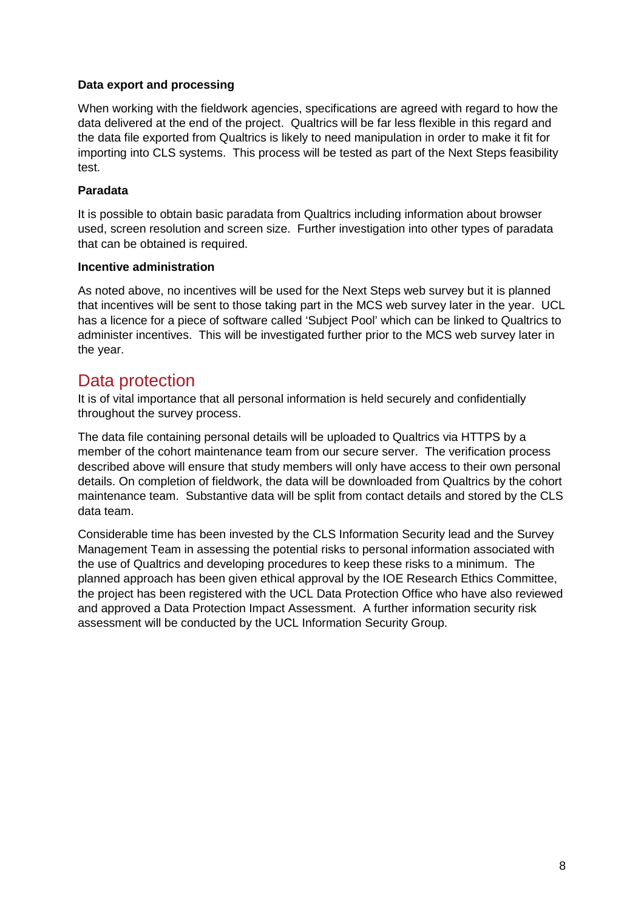### Data export and processing

When working with the fieldwork agencies, specifications are agreed with regard to how the data delivered at the end of the project. Qualtrics will be far less flexible in this regard and the data file exported from Qualtrics is likely to need manipulation in order to make it fit for importing into CLS systems. This process will be tested as part of the Next Steps feasibility test.

### Paradata

It is possible to obtain basic paradata from Qualtrics including information about browser used, screen resolution and screen size. Further investigation into other types of paradata that can be obtained is required.

### Incentive administration

As noted above, no incentives will be used for the Next Steps web survey but it is planned that incentives will be sent to those taking part in the MCS web survey later in the year. UCL has a licence for a piece of software called 'Subject Pool' which can be linked to Qualtrics to administer incentives. This will be investigated further prior to the MCS web survey later in the year.

## Data protection

It is of vital importance that all personal information is held securely and confidentially throughout the survey process.

The data file containing personal details will be uploaded to Qualtrics via HTTPS by a member of the cohort maintenance team from our secure server. The verification process described above will ensure that study members will only have access to their own personal details. On completion of fieldwork, the data will be downloaded from Qualtrics by the cohort maintenance team. Substantive data will be split from contact details and stored by the CLS data team.

Considerable time has been invested by the CLS Information Security lead and the Survey Management Team in assessing the potential risks to personal information associated with the use of Qualtrics and developing procedures to keep these risks to a minimum. The planned approach has been given ethical approval by the IOE Research Ethics Committee, the project has been registered with the UCL Data Protection Office who have also reviewed and approved a Data Protection Impact Assessment. A further information security risk assessment will be conducted by the UCL Information Security Group.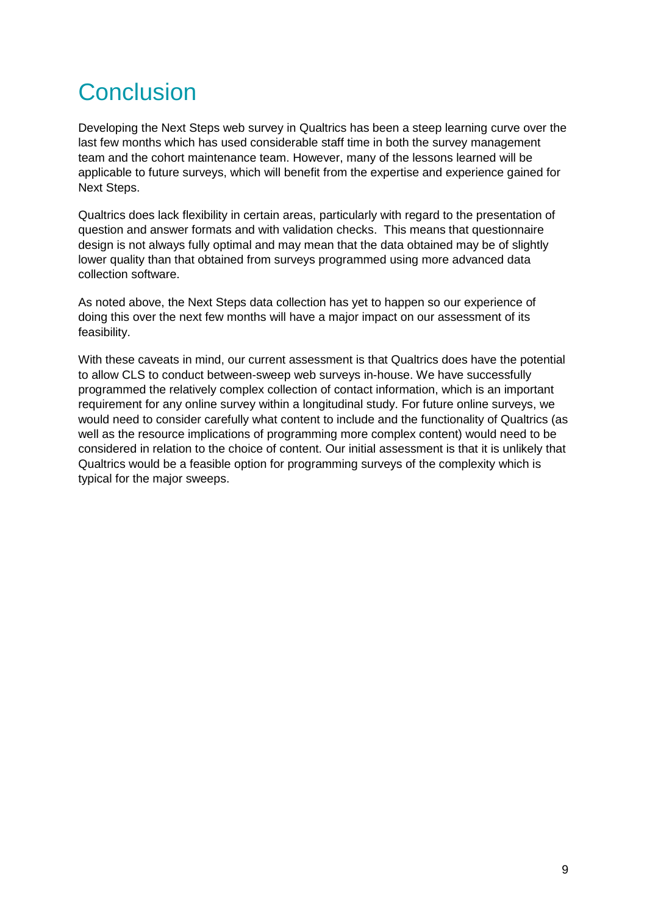# Conclusion

Developing the Next Steps web survey in Qualtrics has been a steep learning curve over the last few months which has used considerable staff time in both the survey management team and the cohort maintenance team. However, many of the lessons learned will be applicable to future surveys, which will benefit from the expertise and experience gained for Next Steps.

Qualtrics does lack flexibility in certain areas, particularly with regard to the presentation of question and answer formats and with validation checks. This means that questionnaire design is not always fully optimal and may mean that the data obtained may be of slightly lower quality than that obtained from surveys programmed using more advanced data collection software.

As noted above, the Next Steps data collection has yet to happen so our experience of doing this over the next few months will have a major impact on our assessment of its feasibility.

With these caveats in mind, our current assessment is that Qualtrics does have the potential to allow CLS to conduct between-sweep web surveys in-house. We have successfully programmed the relatively complex collection of contact information, which is an important requirement for any online survey within a longitudinal study. For future online surveys, we would need to consider carefully what content to include and the functionality of Qualtrics (as well as the resource implications of programming more complex content) would need to be considered in relation to the choice of content. Our initial assessment is that it is unlikely that Qualtrics would be a feasible option for programming surveys of the complexity which is typical for the major sweeps.